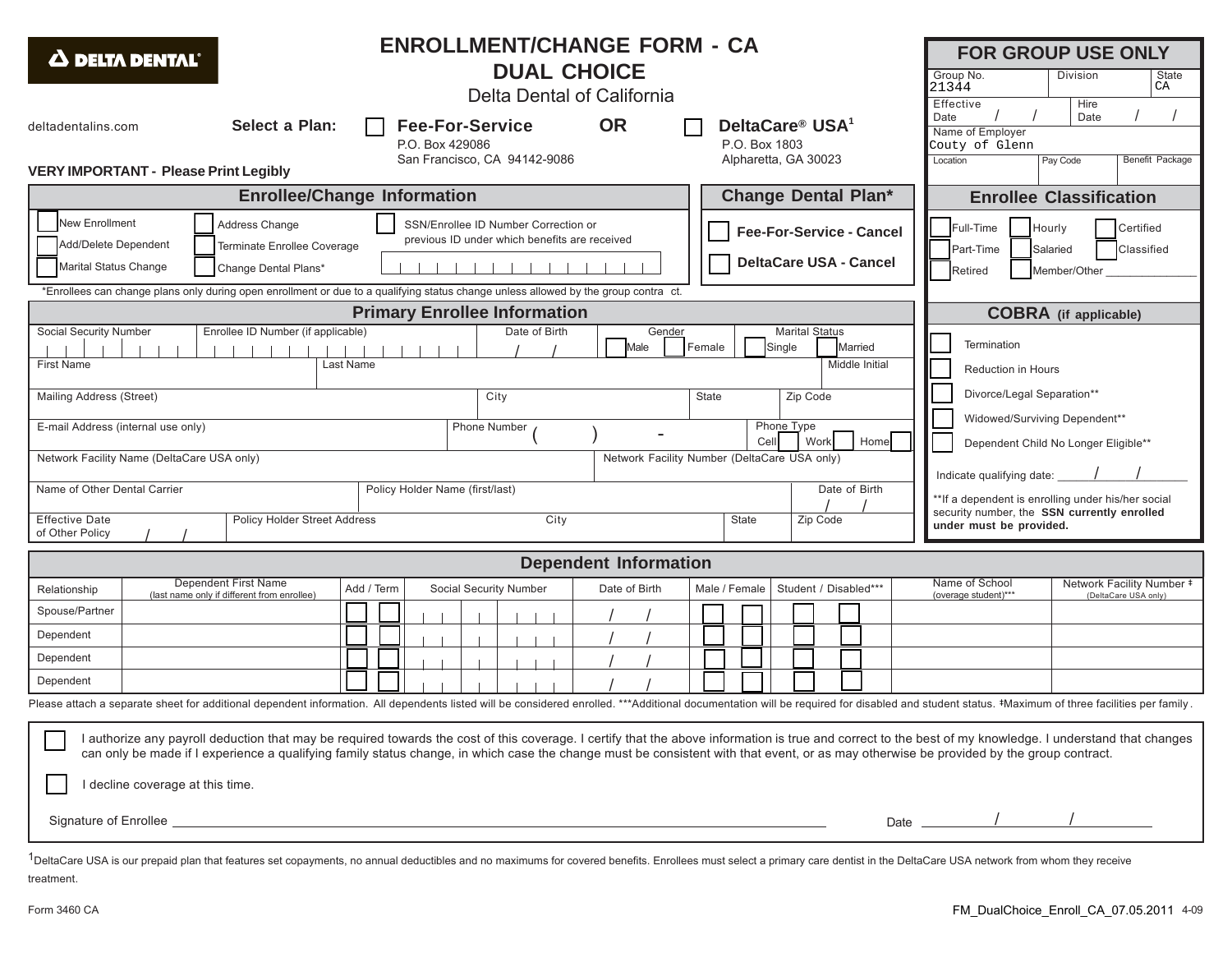**DELTA DENTAL**

# ENROLLMENT/CHANGE FORM - CA
# DUAL CHOICE

Delta Dental of California

deltadentalins.com

**Select a Plan:** ☐ **Fee-For-Service** P.O. Box 429086 San Francisco, CA 94142-9086 **OR** ☐ **DeltaCare® USA**[1] P.O. Box 1803 Alpharetta, GA 30023

**VERY IMPORTANT - Please Print Legibly**

## FOR GROUP USE ONLY

| Group No. | Division | State |
|---|---|---|
| 21344 | | CA |

| Effective Date | / / | Hire Date | / / |
|---|---|---|---|

Name of Employer: Couty of Glenn

| Location | Pay Code | Benefit Package |
|---|---|---|
| | | |

## Enrollee/Change Information

- ☐ New Enrollment
- ☐ Add/Delete Dependent
- ☐ Marital Status Change
- ☐ Address Change
- ☐ Terminate Enrollee Coverage
- ☐ Change Dental Plans*
- ☐ SSN/Enrollee ID Number Correction or previous ID under which benefits are received

*Enrollees can change plans only during open enrollment or due to a qualifying status change unless allowed by the group contract.

## Change Dental Plan*

- ☐ Fee-For-Service - Cancel
- ☐ DeltaCare USA - Cancel

## Enrollee Classification

- ☐ Full-Time
- ☐ Part-Time
- ☐ Retired
- ☐ Hourly
- ☐ Salaried
- ☐ Member/Other ______________
- ☐ Certified
- ☐ Classified

## Primary Enrollee Information

| Social Security Number | Enrollee ID Number (if applicable) | Date of Birth | Gender | Marital Status |
|---|---|---|---|---|
| | | / / | ☐ Male ☐ Female | ☐ Single ☐ Married |

| First Name | Last Name | Middle Initial |
|---|---|---|
| | | |

| Mailing Address (Street) | City | State | Zip Code |
|---|---|---|---|
| | | | |

| E-mail Address (internal use only) | Phone Number | Phone Type |
|---|---|---|
| | ( ) - | ☐ Cell ☐ Work ☐ Home |

| Network Facility Name (DeltaCare USA only) | Network Facility Number (DeltaCare USA only) |
|---|---|
| | |

| Name of Other Dental Carrier | Policy Holder Name (first/last) | Date of Birth |
|---|---|---|
| | | / / |

| Effective Date of Other Policy | Policy Holder Street Address | City | State | Zip Code |
|---|---|---|---|---|
| / / | | | | |

## COBRA (if applicable)

- ☐ Termination
- ☐ Reduction in Hours
- ☐ Divorce/Legal Separation**
- ☐ Widowed/Surviving Dependent**
- ☐ Dependent Child No Longer Eligible**

Indicate qualifying date: ____/____/________

**If a dependent is enrolling under his/her social security number, the **SSN currently enrolled under must be provided.**

## Dependent Information

| Relationship | Dependent First Name (last name only if different from enrollee) | Add / Term | Social Security Number | Date of Birth | Male / Female | Student / Disabled*** | Name of School (overage student)*** | Network Facility Number ‡ (DeltaCare USA only) |
|---|---|---|---|---|---|---|---|---|
| Spouse/Partner | | ☐ ☐ | | / / | ☐ ☐ | ☐ ☐ | | |
| Dependent | | ☐ ☐ | | / / | ☐ ☐ | ☐ ☐ | | |
| Dependent | | ☐ ☐ | | / / | ☐ ☐ | ☐ ☐ | | |
| Dependent | | ☐ ☐ | | / / | ☐ ☐ | ☐ ☐ | | |

Please attach a separate sheet for additional dependent information. All dependents listed will be considered enrolled. ***Additional documentation will be required for disabled and student status. ‡Maximum of three facilities per family.

☐ I authorize any payroll deduction that may be required towards the cost of this coverage. I certify that the above information is true and correct to the best of my knowledge. I understand that changes can only be made if I experience a qualifying family status change, in which case the change must be consistent with that event, or as may otherwise be provided by the group contract.

☐ I decline coverage at this time.

Signature of Enrollee ______________________________ Date ____/____/____

[1]DeltaCare USA is our prepaid plan that features set copayments, no annual deductibles and no maximums for covered benefits. Enrollees must select a primary care dentist in the DeltaCare USA network from whom they receive treatment.

Form 3460 CA FM_DualChoice_Enroll_CA_07.05.2011 4-09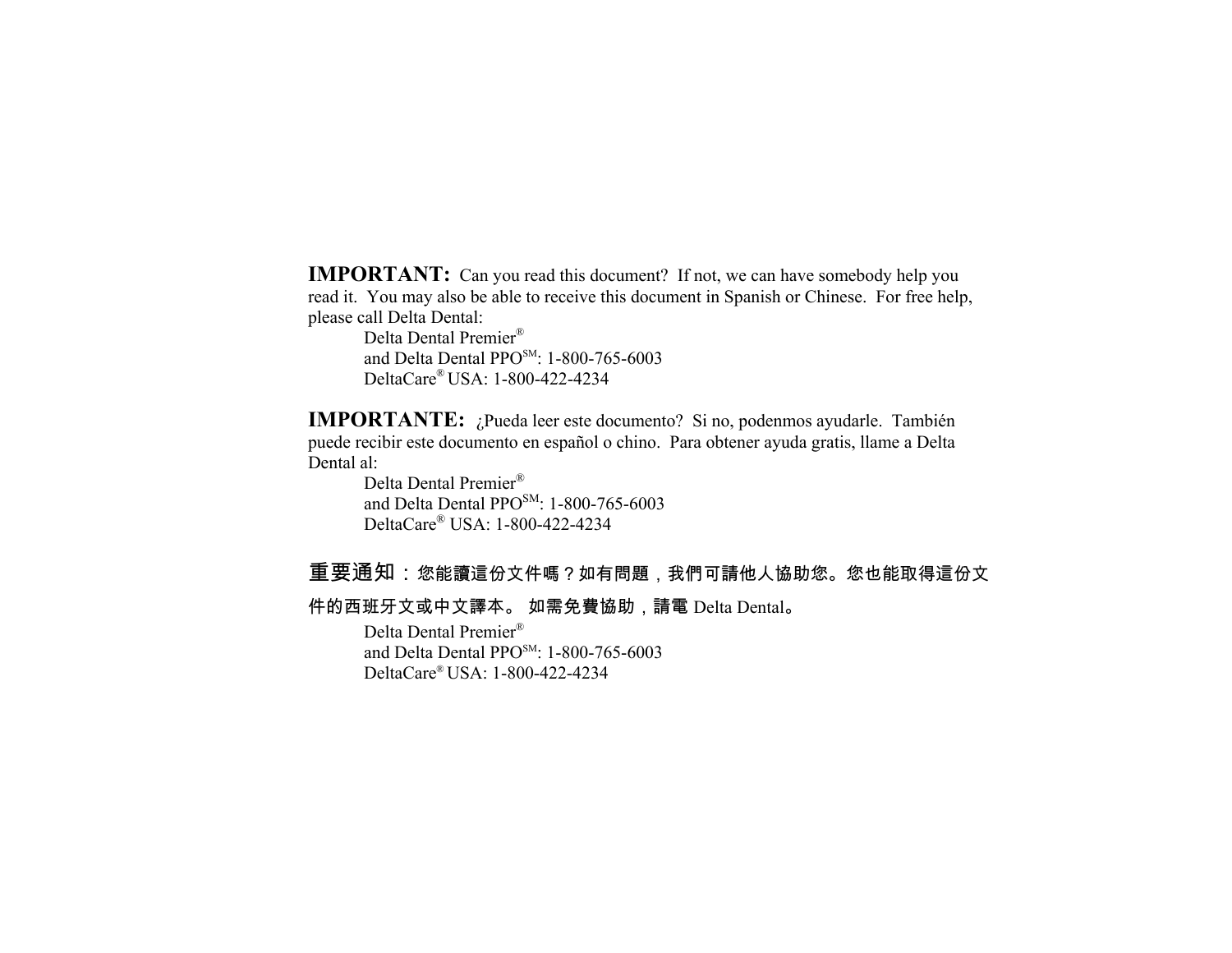**IMPORTANT:** Can you read this document? If not, we can have somebody help you read it. You may also be able to receive this document in Spanish or Chinese. For free help, please call Delta Dental:

Delta Dental Premier®
and Delta Dental PPO℠: 1-800-765-6003
DeltaCare® USA: 1-800-422-4234

**IMPORTANTE:** ¿Pueda leer este documento? Si no, podenmos ayudarle. También puede recibir este documento en español o chino. Para obtener ayuda gratis, llame a Delta Dental al:

Delta Dental Premier®
and Delta Dental PPO℠: 1-800-765-6003
DeltaCare® USA: 1-800-422-4234

**重要通知**：您能讀這份文件嗎？如有問題，我們可請他人協助您。您也能取得這份文件的西班牙文或中文譯本。 如需免費協助，請電 Delta Dental。

Delta Dental Premier®
and Delta Dental PPO℠: 1-800-765-6003
DeltaCare® USA: 1-800-422-4234